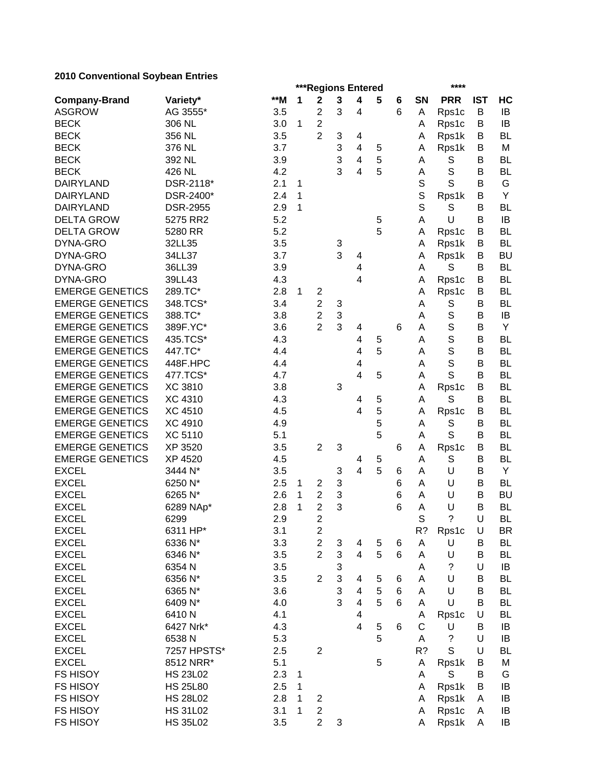**2010 Conventional Soybean Entries**

| | | | ***Regions Entered | | | | | | | **** | | |
|---|---|---|---|---|---|---|---|---|---|---|---|---|
| **Company-Brand** | **Variety*** | ****M** | **1** | **2** | **3** | **4** | **5** | **6** | **SN** | **PRR** | **IST** | **HC** |
| ASGROW | AG 3555* | 3.5 | | 2 | 3 | 4 | | 6 | A | Rps1c | B | IB |
| BECK | 306 NL | 3.0 | 1 | 2 | | | | | A | Rps1c | B | IB |
| BECK | 356 NL | 3.5 | | 2 | 3 | 4 | | | A | Rps1k | B | BL |
| BECK | 376 NL | 3.7 | | | 3 | 4 | 5 | | A | Rps1k | B | M |
| BECK | 392 NL | 3.9 | | | 3 | 4 | 5 | | A | S | B | BL |
| BECK | 426 NL | 4.2 | | | 3 | 4 | 5 | | A | S | B | BL |
| DAIRYLAND | DSR-2118* | 2.1 | 1 | | | | | | S | S | B | G |
| DAIRYLAND | DSR-2400* | 2.4 | 1 | | | | | | S | Rps1k | B | Y |
| DAIRYLAND | DSR-2955 | 2.9 | 1 | | | | | | S | S | B | BL |
| DELTA GROW | 5275 RR2 | 5.2 | | | | | 5 | | A | U | B | IB |
| DELTA GROW | 5280 RR | 5.2 | | | | | 5 | | A | Rps1c | B | BL |
| DYNA-GRO | 32LL35 | 3.5 | | | 3 | | | | A | Rps1k | B | BL |
| DYNA-GRO | 34LL37 | 3.7 | | | 3 | 4 | | | A | Rps1k | B | BU |
| DYNA-GRO | 36LL39 | 3.9 | | | | 4 | | | A | S | B | BL |
| DYNA-GRO | 39LL43 | 4.3 | | | | 4 | | | A | Rps1c | B | BL |
| EMERGE GENETICS | 289.TC* | 2.8 | 1 | 2 | | | | | A | Rps1c | B | BL |
| EMERGE GENETICS | 348.TCS* | 3.4 | | 2 | 3 | | | | A | S | B | BL |
| EMERGE GENETICS | 388.TC* | 3.8 | | 2 | 3 | | | | A | S | B | IB |
| EMERGE GENETICS | 389F.YC* | 3.6 | | 2 | 3 | 4 | | 6 | A | S | B | Y |
| EMERGE GENETICS | 435.TCS* | 4.3 | | | | 4 | 5 | | A | S | B | BL |
| EMERGE GENETICS | 447.TC* | 4.4 | | | | 4 | 5 | | A | S | B | BL |
| EMERGE GENETICS | 448F.HPC | 4.4 | | | | 4 | | | A | S | B | BL |
| EMERGE GENETICS | 477.TCS* | 4.7 | | | | 4 | 5 | | A | S | B | BL |
| EMERGE GENETICS | XC 3810 | 3.8 | | | 3 | | | | A | Rps1c | B | BL |
| EMERGE GENETICS | XC 4310 | 4.3 | | | | 4 | 5 | | A | S | B | BL |
| EMERGE GENETICS | XC 4510 | 4.5 | | | | 4 | 5 | | A | Rps1c | B | BL |
| EMERGE GENETICS | XC 4910 | 4.9 | | | | | 5 | | A | S | B | BL |
| EMERGE GENETICS | XC 5110 | 5.1 | | | | | 5 | | A | S | B | BL |
| EMERGE GENETICS | XP 3520 | 3.5 | | 2 | 3 | | | 6 | A | Rps1c | B | BL |
| EMERGE GENETICS | XP 4520 | 4.5 | | | | 4 | 5 | | A | S | B | BL |
| EXCEL | 3444 N* | 3.5 | | | 3 | 4 | 5 | 6 | A | U | B | Y |
| EXCEL | 6250 N* | 2.5 | 1 | 2 | 3 | | | 6 | A | U | B | BL |
| EXCEL | 6265 N* | 2.6 | 1 | 2 | 3 | | | 6 | A | U | B | BU |
| EXCEL | 6289 NAp* | 2.8 | 1 | 2 | 3 | | | 6 | A | U | B | BL |
| EXCEL | 6299 | 2.9 | | 2 | | | | | S | ? | U | BL |
| EXCEL | 6311 HP* | 3.1 | | 2 | | | | | R? | Rps1c | U | BR |
| EXCEL | 6336 N* | 3.3 | | 2 | 3 | 4 | 5 | 6 | A | U | B | BL |
| EXCEL | 6346 N* | 3.5 | | 2 | 3 | 4 | 5 | 6 | A | U | B | BL |
| EXCEL | 6354 N | 3.5 | | | 3 | | | | A | ? | U | IB |
| EXCEL | 6356 N* | 3.5 | | 2 | 3 | 4 | 5 | 6 | A | U | B | BL |
| EXCEL | 6365 N* | 3.6 | | | 3 | 4 | 5 | 6 | A | U | B | BL |
| EXCEL | 6409 N* | 4.0 | | | 3 | 4 | 5 | 6 | A | U | B | BL |
| EXCEL | 6410 N | 4.1 | | | | 4 | | | A | Rps1c | U | BL |
| EXCEL | 6427 Nrk* | 4.3 | | | | 4 | 5 | 6 | C | U | B | IB |
| EXCEL | 6538 N | 5.3 | | | | | 5 | | A | ? | U | IB |
| EXCEL | 7257 HPSTS* | 2.5 | | 2 | | | | | R? | S | U | BL |
| EXCEL | 8512 NRR* | 5.1 | | | | | 5 | | A | Rps1k | B | M |
| FS HISOY | HS 23L02 | 2.3 | 1 | | | | | | A | S | B | G |
| FS HISOY | HS 25L80 | 2.5 | 1 | | | | | | A | Rps1k | B | IB |
| FS HISOY | HS 28L02 | 2.8 | 1 | 2 | | | | | A | Rps1k | A | IB |
| FS HISOY | HS 31L02 | 3.1 | 1 | 2 | | | | | A | Rps1c | A | IB |
| FS HISOY | HS 35L02 | 3.5 | | 2 | 3 | | | | A | Rps1k | A | IB |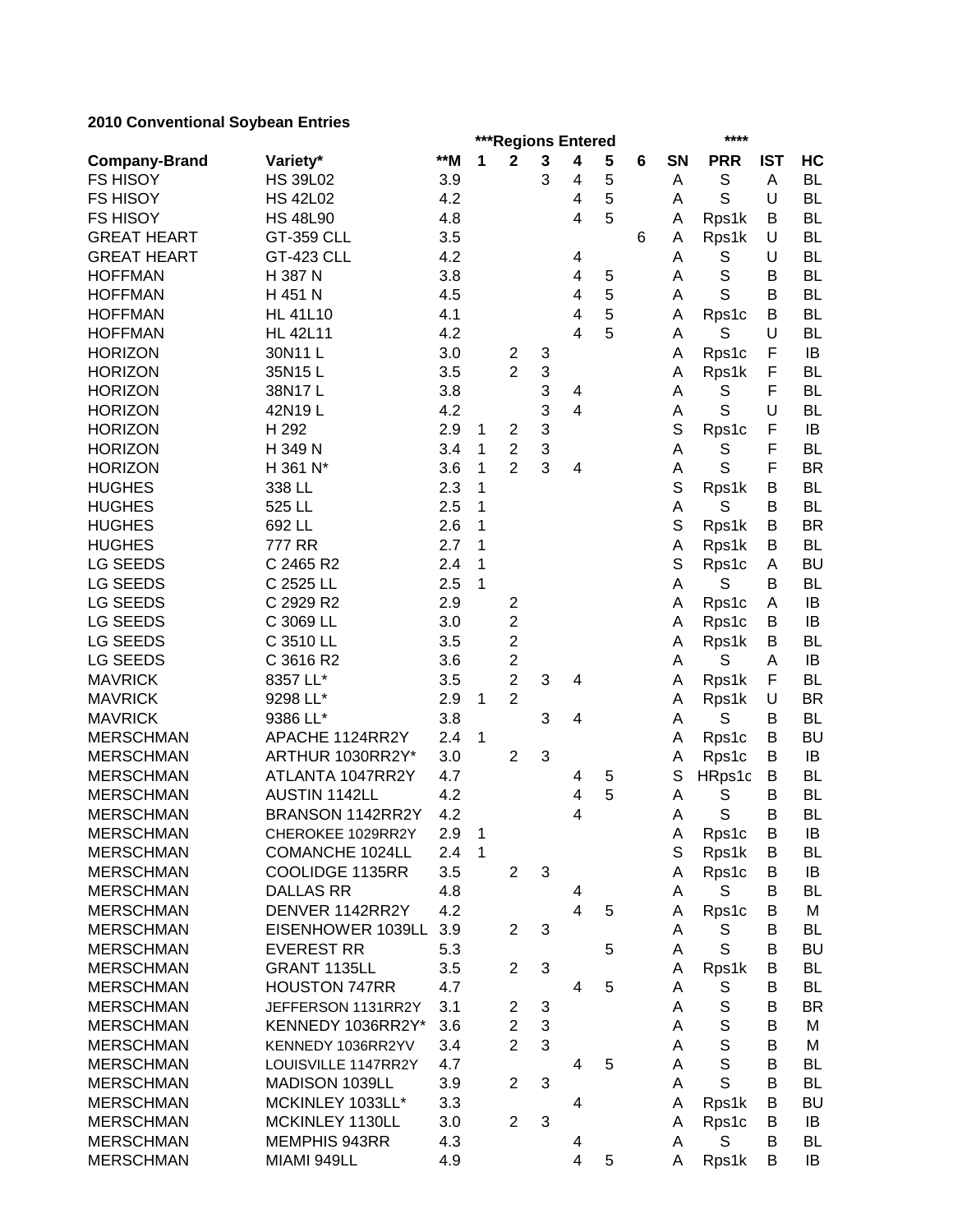**2010 Conventional Soybean Entries**

| | | | ***Regions Entered | | | | | | | **** | | |
|---|---|---|---|---|---|---|---|---|---|---|---|---|
| **Company-Brand** | **Variety*** | **\*\*M** | **1** | **2** | **3** | **4** | **5** | **6** | **SN** | **PRR** | **IST** | **HC** |
| FS HISOY | HS 39L02 | 3.9 | | | 3 | 4 | 5 | | A | S | A | BL |
| FS HISOY | HS 42L02 | 4.2 | | | | 4 | 5 | | A | S | U | BL |
| FS HISOY | HS 48L90 | 4.8 | | | | 4 | 5 | | A | Rps1k | B | BL |
| GREAT HEART | GT-359 CLL | 3.5 | | | | | | 6 | A | Rps1k | U | BL |
| GREAT HEART | GT-423 CLL | 4.2 | | | | 4 | | | A | S | U | BL |
| HOFFMAN | H 387 N | 3.8 | | | | 4 | 5 | | A | S | B | BL |
| HOFFMAN | H 451 N | 4.5 | | | | 4 | 5 | | A | S | B | BL |
| HOFFMAN | HL 41L10 | 4.1 | | | | 4 | 5 | | A | Rps1c | B | BL |
| HOFFMAN | HL 42L11 | 4.2 | | | | 4 | 5 | | A | S | U | BL |
| HORIZON | 30N11 L | 3.0 | | 2 | 3 | | | | A | Rps1c | F | IB |
| HORIZON | 35N15 L | 3.5 | | 2 | 3 | | | | A | Rps1k | F | BL |
| HORIZON | 38N17 L | 3.8 | | | 3 | 4 | | | A | S | F | BL |
| HORIZON | 42N19 L | 4.2 | | | 3 | 4 | | | A | S | U | BL |
| HORIZON | H 292 | 2.9 | 1 | 2 | 3 | | | | S | Rps1c | F | IB |
| HORIZON | H 349 N | 3.4 | 1 | 2 | 3 | | | | A | S | F | BL |
| HORIZON | H 361 N* | 3.6 | 1 | 2 | 3 | 4 | | | A | S | F | BR |
| HUGHES | 338 LL | 2.3 | 1 | | | | | | S | Rps1k | B | BL |
| HUGHES | 525 LL | 2.5 | 1 | | | | | | A | S | B | BL |
| HUGHES | 692 LL | 2.6 | 1 | | | | | | S | Rps1k | B | BR |
| HUGHES | 777 RR | 2.7 | 1 | | | | | | A | Rps1k | B | BL |
| LG SEEDS | C 2465 R2 | 2.4 | 1 | | | | | | S | Rps1c | A | BU |
| LG SEEDS | C 2525 LL | 2.5 | 1 | | | | | | A | S | B | BL |
| LG SEEDS | C 2929 R2 | 2.9 | | 2 | | | | | A | Rps1c | A | IB |
| LG SEEDS | C 3069 LL | 3.0 | | 2 | | | | | A | Rps1c | B | IB |
| LG SEEDS | C 3510 LL | 3.5 | | 2 | | | | | A | Rps1k | B | BL |
| LG SEEDS | C 3616 R2 | 3.6 | | 2 | | | | | A | S | A | IB |
| MAVRICK | 8357 LL* | 3.5 | | 2 | 3 | 4 | | | A | Rps1k | F | BL |
| MAVRICK | 9298 LL* | 2.9 | 1 | 2 | | | | | A | Rps1k | U | BR |
| MAVRICK | 9386 LL* | 3.8 | | | 3 | 4 | | | A | S | B | BL |
| MERSCHMAN | APACHE 1124RR2Y | 2.4 | 1 | | | | | | A | Rps1c | B | BU |
| MERSCHMAN | ARTHUR 1030RR2Y* | 3.0 | | 2 | 3 | | | | A | Rps1c | B | IB |
| MERSCHMAN | ATLANTA 1047RR2Y | 4.7 | | | | 4 | 5 | | S | HRps1c | B | BL |
| MERSCHMAN | AUSTIN 1142LL | 4.2 | | | | 4 | 5 | | A | S | B | BL |
| MERSCHMAN | BRANSON 1142RR2Y | 4.2 | | | | 4 | | | A | S | B | BL |
| MERSCHMAN | CHEROKEE 1029RR2Y | 2.9 | 1 | | | | | | A | Rps1c | B | IB |
| MERSCHMAN | COMANCHE 1024LL | 2.4 | 1 | | | | | | S | Rps1k | B | BL |
| MERSCHMAN | COOLIDGE 1135RR | 3.5 | | 2 | 3 | | | | A | Rps1c | B | IB |
| MERSCHMAN | DALLAS RR | 4.8 | | | | 4 | | | A | S | B | BL |
| MERSCHMAN | DENVER 1142RR2Y | 4.2 | | | | 4 | 5 | | A | Rps1c | B | M |
| MERSCHMAN | EISENHOWER 1039LL | 3.9 | | 2 | 3 | | | | A | S | B | BL |
| MERSCHMAN | EVEREST RR | 5.3 | | | | | 5 | | A | S | B | BU |
| MERSCHMAN | GRANT 1135LL | 3.5 | | 2 | 3 | | | | A | Rps1k | B | BL |
| MERSCHMAN | HOUSTON 747RR | 4.7 | | | | 4 | 5 | | A | S | B | BL |
| MERSCHMAN | JEFFERSON 1131RR2Y | 3.1 | | 2 | 3 | | | | A | S | B | BR |
| MERSCHMAN | KENNEDY 1036RR2Y* | 3.6 | | 2 | 3 | | | | A | S | B | M |
| MERSCHMAN | KENNEDY 1036RR2YV | 3.4 | | 2 | 3 | | | | A | S | B | M |
| MERSCHMAN | LOUISVILLE 1147RR2Y | 4.7 | | | | 4 | 5 | | A | S | B | BL |
| MERSCHMAN | MADISON 1039LL | 3.9 | | 2 | 3 | | | | A | S | B | BL |
| MERSCHMAN | MCKINLEY 1033LL* | 3.3 | | | | 4 | | | A | Rps1k | B | BU |
| MERSCHMAN | MCKINLEY 1130LL | 3.0 | | 2 | 3 | | | | A | Rps1c | B | IB |
| MERSCHMAN | MEMPHIS 943RR | 4.3 | | | | 4 | | | A | S | B | BL |
| MERSCHMAN | MIAMI 949LL | 4.9 | | | | 4 | 5 | | A | Rps1k | B | IB |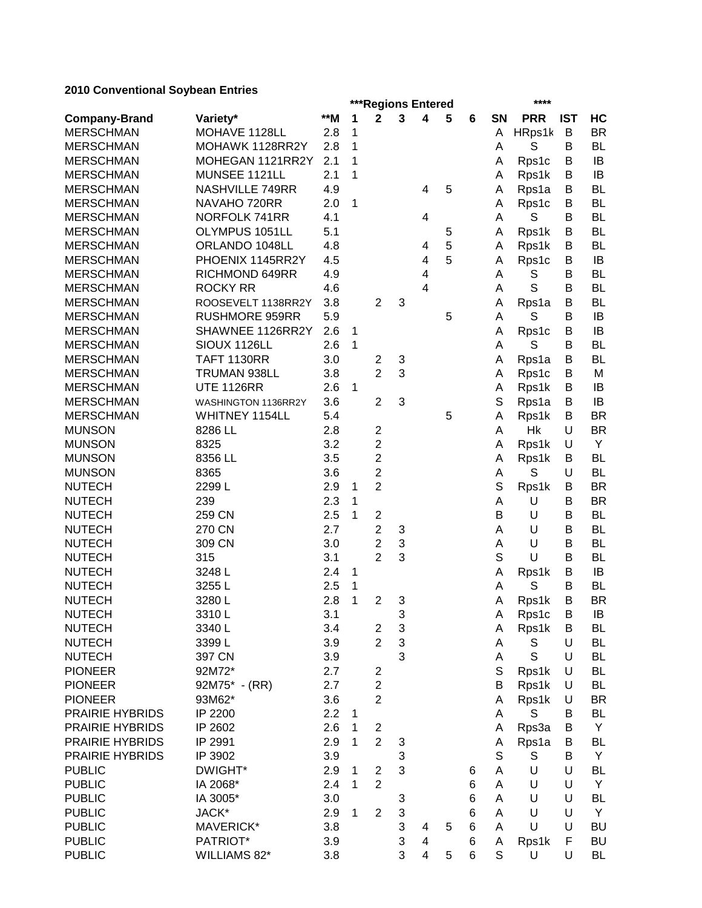**2010 Conventional Soybean Entries**

| | | | ***Regions Entered | | | | | | | **** | | |
|---|---|---|---|---|---|---|---|---|---|---|---|---|
| **Company-Brand** | **Variety*** | **\*\*M** | **1** | **2** | **3** | **4** | **5** | **6** | **SN** | **PRR** | **IST** | **HC** |
| MERSCHMAN | MOHAVE 1128LL | 2.8 | 1 | | | | | | A | HRps1k | B | BR |
| MERSCHMAN | MOHAWK 1128RR2Y | 2.8 | 1 | | | | | | A | S | B | BL |
| MERSCHMAN | MOHEGAN 1121RR2Y | 2.1 | 1 | | | | | | A | Rps1c | B | IB |
| MERSCHMAN | MUNSEE 1121LL | 2.1 | 1 | | | | | | A | Rps1k | B | IB |
| MERSCHMAN | NASHVILLE 749RR | 4.9 | | | | 4 | 5 | | A | Rps1a | B | BL |
| MERSCHMAN | NAVAHO 720RR | 2.0 | 1 | | | | | | A | Rps1c | B | BL |
| MERSCHMAN | NORFOLK 741RR | 4.1 | | | | 4 | | | A | S | B | BL |
| MERSCHMAN | OLYMPUS 1051LL | 5.1 | | | | | 5 | | A | Rps1k | B | BL |
| MERSCHMAN | ORLANDO 1048LL | 4.8 | | | | 4 | 5 | | A | Rps1k | B | BL |
| MERSCHMAN | PHOENIX 1145RR2Y | 4.5 | | | | 4 | 5 | | A | Rps1c | B | IB |
| MERSCHMAN | RICHMOND 649RR | 4.9 | | | | 4 | | | A | S | B | BL |
| MERSCHMAN | ROCKY RR | 4.6 | | | | 4 | | | A | S | B | BL |
| MERSCHMAN | ROOSEVELT 1138RR2Y | 3.8 | | 2 | 3 | | | | A | Rps1a | B | BL |
| MERSCHMAN | RUSHMORE 959RR | 5.9 | | | | | 5 | | A | S | B | IB |
| MERSCHMAN | SHAWNEE 1126RR2Y | 2.6 | 1 | | | | | | A | Rps1c | B | IB |
| MERSCHMAN | SIOUX 1126LL | 2.6 | 1 | | | | | | A | S | B | BL |
| MERSCHMAN | TAFT 1130RR | 3.0 | | 2 | 3 | | | | A | Rps1a | B | BL |
| MERSCHMAN | TRUMAN 938LL | 3.8 | | 2 | 3 | | | | A | Rps1c | B | M |
| MERSCHMAN | UTE 1126RR | 2.6 | 1 | | | | | | A | Rps1k | B | IB |
| MERSCHMAN | WASHINGTON 1136RR2Y | 3.6 | | 2 | 3 | | | | S | Rps1a | B | IB |
| MERSCHMAN | WHITNEY 1154LL | 5.4 | | | | | 5 | | A | Rps1k | B | BR |
| MUNSON | 8286 LL | 2.8 | | 2 | | | | | A | Hk | U | BR |
| MUNSON | 8325 | 3.2 | | 2 | | | | | A | Rps1k | U | Y |
| MUNSON | 8356 LL | 3.5 | | 2 | | | | | A | Rps1k | B | BL |
| MUNSON | 8365 | 3.6 | | 2 | | | | | A | S | U | BL |
| NUTECH | 2299 L | 2.9 | 1 | 2 | | | | | S | Rps1k | B | BR |
| NUTECH | 239 | 2.3 | 1 | | | | | | A | U | B | BR |
| NUTECH | 259 CN | 2.5 | 1 | 2 | | | | | B | U | B | BL |
| NUTECH | 270 CN | 2.7 | | 2 | 3 | | | | A | U | B | BL |
| NUTECH | 309 CN | 3.0 | | 2 | 3 | | | | A | U | B | BL |
| NUTECH | 315 | 3.1 | | 2 | 3 | | | | S | U | B | BL |
| NUTECH | 3248 L | 2.4 | 1 | | | | | | A | Rps1k | B | IB |
| NUTECH | 3255 L | 2.5 | 1 | | | | | | A | S | B | BL |
| NUTECH | 3280 L | 2.8 | 1 | 2 | 3 | | | | A | Rps1k | B | BR |
| NUTECH | 3310 L | 3.1 | | | 3 | | | | A | Rps1c | B | IB |
| NUTECH | 3340 L | 3.4 | | 2 | 3 | | | | A | Rps1k | B | BL |
| NUTECH | 3399 L | 3.9 | | 2 | 3 | | | | A | S | U | BL |
| NUTECH | 397 CN | 3.9 | | | 3 | | | | A | S | U | BL |
| PIONEER | 92M72* | 2.7 | | 2 | | | | | S | Rps1k | U | BL |
| PIONEER | 92M75* - (RR) | 2.7 | | 2 | | | | | B | Rps1k | U | BL |
| PIONEER | 93M62* | 3.6 | | 2 | | | | | A | Rps1k | U | BR |
| PRAIRIE HYBRIDS | IP 2200 | 2.2 | 1 | | | | | | A | S | B | BL |
| PRAIRIE HYBRIDS | IP 2602 | 2.6 | 1 | 2 | | | | | A | Rps3a | B | Y |
| PRAIRIE HYBRIDS | IP 2991 | 2.9 | 1 | 2 | 3 | | | | A | Rps1a | B | BL |
| PRAIRIE HYBRIDS | IP 3902 | 3.9 | | | 3 | | | | S | S | B | Y |
| PUBLIC | DWIGHT* | 2.9 | 1 | 2 | 3 | | | 6 | A | U | U | BL |
| PUBLIC | IA 2068* | 2.4 | 1 | 2 | | | | 6 | A | U | U | Y |
| PUBLIC | IA 3005* | 3.0 | | | 3 | | | 6 | A | U | U | BL |
| PUBLIC | JACK* | 2.9 | 1 | 2 | 3 | | | 6 | A | U | U | Y |
| PUBLIC | MAVERICK* | 3.8 | | | 3 | 4 | 5 | 6 | A | U | U | BU |
| PUBLIC | PATRIOT* | 3.9 | | | 3 | 4 | | 6 | A | Rps1k | F | BU |
| PUBLIC | WILLIAMS 82* | 3.8 | | | 3 | 4 | 5 | 6 | S | U | U | BL |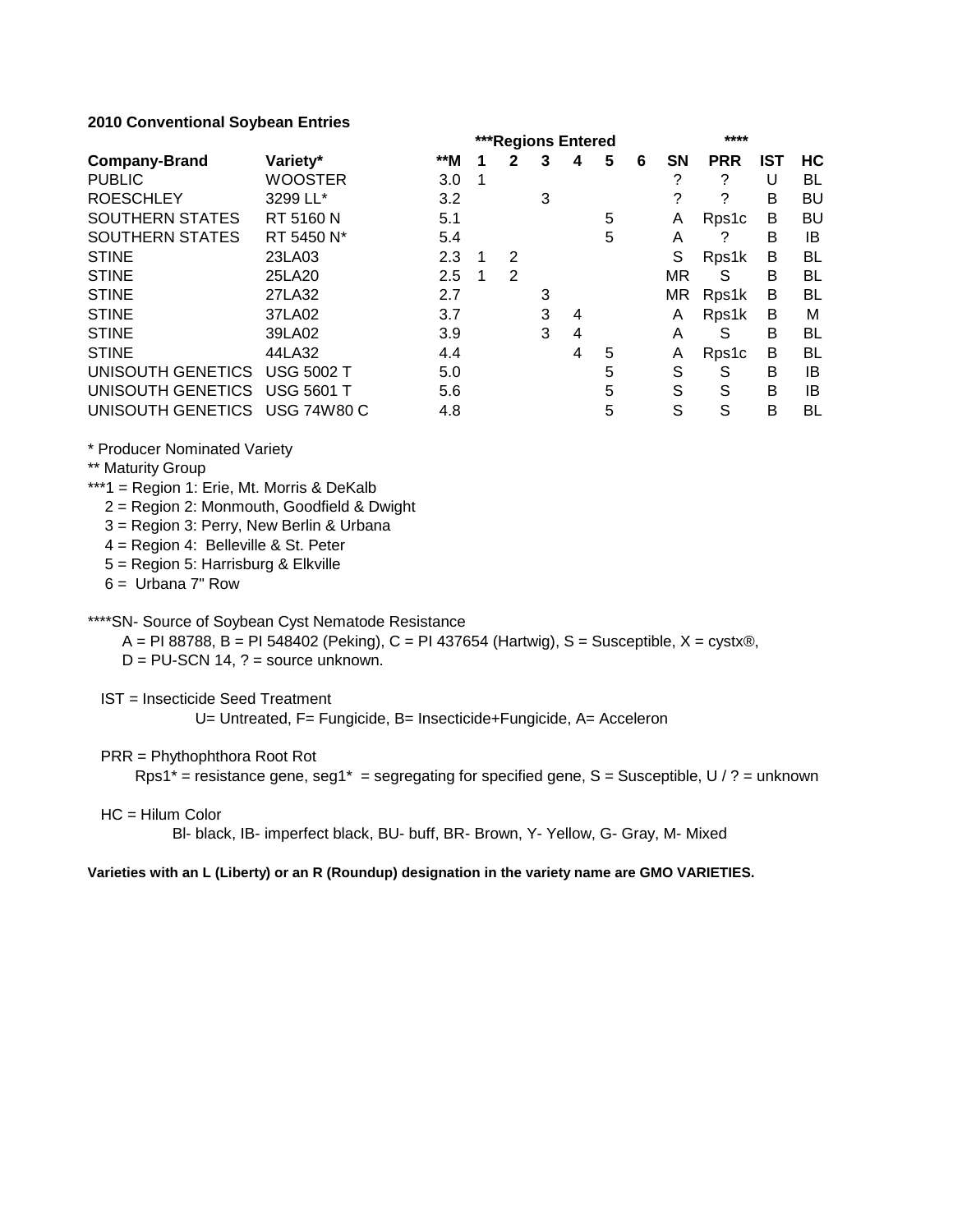**2010 Conventional Soybean Entries**

| | | | ***Regions Entered | | | | | | | **** | | |
|---|---|---|---|---|---|---|---|---|---|---|---|---|
| **Company-Brand** | **Variety*** | **\*\*M** | **1** | **2** | **3** | **4** | **5** | **6** | **SN** | **PRR** | **IST** | **HC** |
| PUBLIC | WOOSTER | 3.0 | 1 | | | | | | ? | ? | U | BL |
| ROESCHLEY | 3299 LL* | 3.2 | | | 3 | | | | ? | ? | B | BU |
| SOUTHERN STATES | RT 5160 N | 5.1 | | | | | 5 | | A | Rps1c | B | BU |
| SOUTHERN STATES | RT 5450 N* | 5.4 | | | | | 5 | | A | ? | B | IB |
| STINE | 23LA03 | 2.3 | 1 | 2 | | | | | S | Rps1k | B | BL |
| STINE | 25LA20 | 2.5 | 1 | 2 | | | | | MR | S | B | BL |
| STINE | 27LA32 | 2.7 | | | 3 | | | | MR | Rps1k | B | BL |
| STINE | 37LA02 | 3.7 | | | 3 | 4 | | | A | Rps1k | B | M |
| STINE | 39LA02 | 3.9 | | | 3 | 4 | | | A | S | B | BL |
| STINE | 44LA32 | 4.4 | | | | 4 | 5 | | A | Rps1c | B | BL |
| UNISOUTH GENETICS | USG 5002 T | 5.0 | | | | | 5 | | S | S | B | IB |
| UNISOUTH GENETICS | USG 5601 T | 5.6 | | | | | 5 | | S | S | B | IB |
| UNISOUTH GENETICS | USG 74W80 C | 4.8 | | | | | 5 | | S | S | B | BL |

\* Producer Nominated Variety

\*\* Maturity Group

\*\*\*1 = Region 1: Erie, Mt. Morris & DeKalb

2 = Region 2: Monmouth, Goodfield & Dwight

3 = Region 3: Perry, New Berlin & Urbana

4 = Region 4: Belleville & St. Peter

5 = Region 5: Harrisburg & Elkville

6 = Urbana 7" Row

\*\*\*\*SN- Source of Soybean Cyst Nematode Resistance

A = PI 88788, B = PI 548402 (Peking), C = PI 437654 (Hartwig), S = Susceptible, X = cystx®,
D = PU-SCN 14, ? = source unknown.

IST = Insecticide Seed Treatment

U= Untreated, F= Fungicide, B= Insecticide+Fungicide, A= Acceleron

PRR = Phythophthora Root Rot

Rps1* = resistance gene, seg1* = segregating for specified gene, S = Susceptible, U / ? = unknown

HC = Hilum Color

Bl- black, IB- imperfect black, BU- buff, BR- Brown, Y- Yellow, G- Gray, M- Mixed

**Varieties with an L (Liberty) or an R (Roundup) designation in the variety name are GMO VARIETIES.**